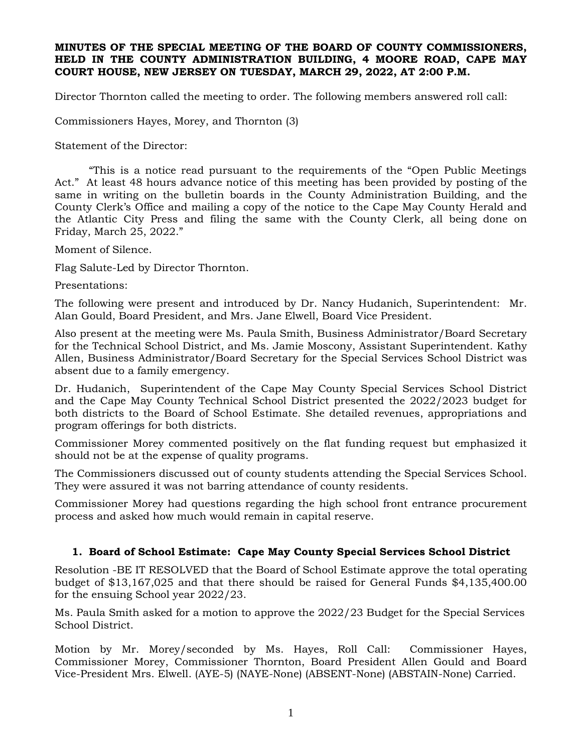**MINUTES OF THE SPECIAL MEETING OF THE BOARD OF COUNTY COMMISSIONERS, HELD IN THE COUNTY ADMINISTRATION BUILDING, 4 MOORE ROAD, CAPE MAY COURT HOUSE, NEW JERSEY ON TUESDAY, MARCH 29, 2022, AT 2:00 P.M.**

Director Thornton called the meeting to order. The following members answered roll call:

Commissioners Hayes, Morey, and Thornton (3)

Statement of the Director:

"This is a notice read pursuant to the requirements of the "Open Public Meetings Act." At least 48 hours advance notice of this meeting has been provided by posting of the same in writing on the bulletin boards in the County Administration Building, and the County Clerk's Office and mailing a copy of the notice to the Cape May County Herald and the Atlantic City Press and filing the same with the County Clerk, all being done on Friday, March 25, 2022."

Moment of Silence.

Flag Salute-Led by Director Thornton.

Presentations:

The following were present and introduced by Dr. Nancy Hudanich, Superintendent: Mr. Alan Gould, Board President, and Mrs. Jane Elwell, Board Vice President.

Also present at the meeting were Ms. Paula Smith, Business Administrator/Board Secretary for the Technical School District, and Ms. Jamie Moscony, Assistant Superintendent. Kathy Allen, Business Administrator/Board Secretary for the Special Services School District was absent due to a family emergency.

Dr. Hudanich, Superintendent of the Cape May County Special Services School District and the Cape May County Technical School District presented the 2022/2023 budget for both districts to the Board of School Estimate. She detailed revenues, appropriations and program offerings for both districts.

Commissioner Morey commented positively on the flat funding request but emphasized it should not be at the expense of quality programs.

The Commissioners discussed out of county students attending the Special Services School. They were assured it was not barring attendance of county residents.

Commissioner Morey had questions regarding the high school front entrance procurement process and asked how much would remain in capital reserve.

1. **Board of School Estimate: Cape May County Special Services School District**

Resolution -BE IT RESOLVED that the Board of School Estimate approve the total operating budget of $13,167,025 and that there should be raised for General Funds $4,135,400.00 for the ensuing School year 2022/23.

Ms. Paula Smith asked for a motion to approve the 2022/23 Budget for the Special Services School District.

Motion by Mr. Morey/seconded by Ms. Hayes, Roll Call: Commissioner Hayes, Commissioner Morey, Commissioner Thornton, Board President Allen Gould and Board Vice-President Mrs. Elwell. (AYE-5) (NAYE-None) (ABSENT-None) (ABSTAIN-None) Carried.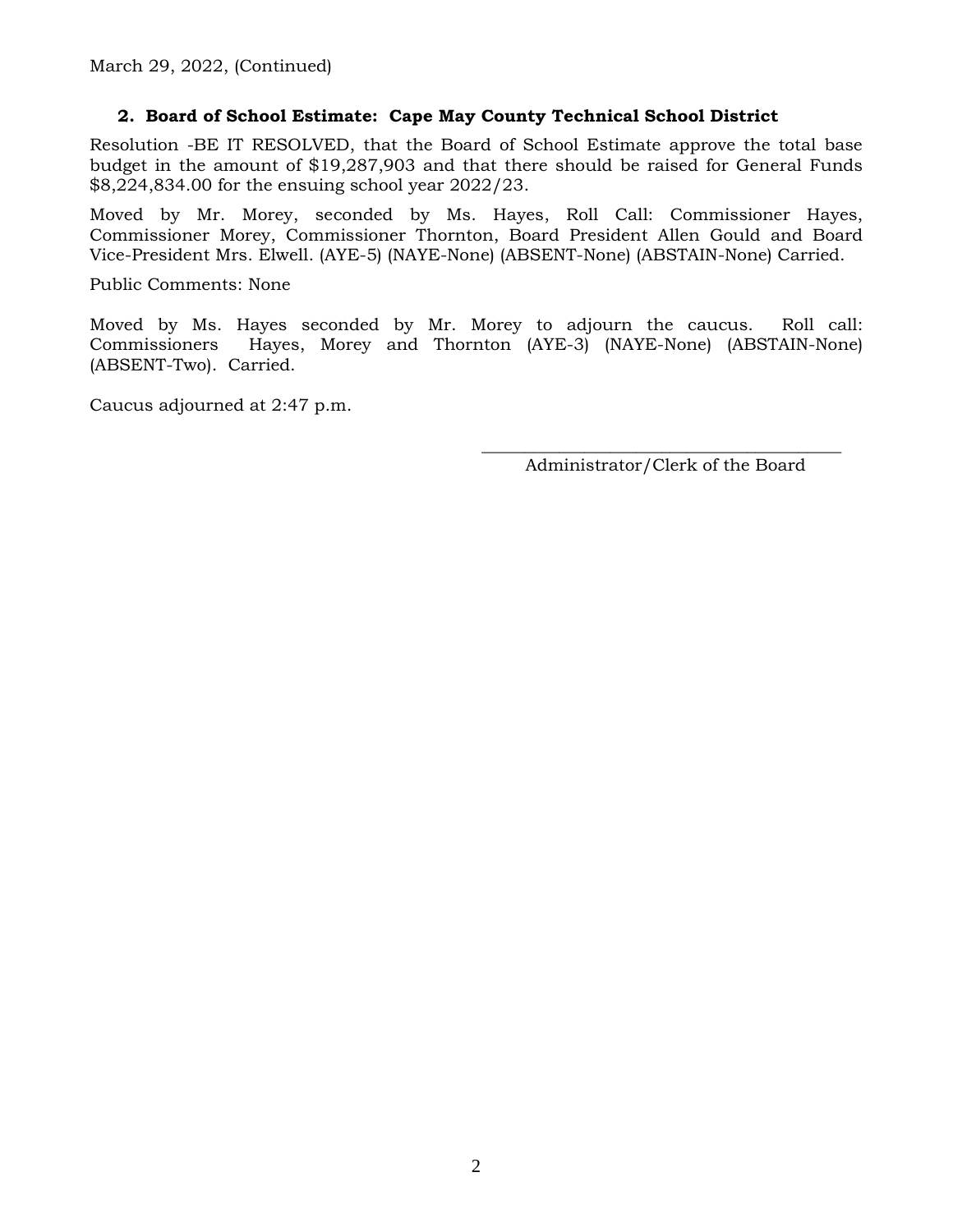March 29, 2022, (Continued)

**2. Board of School Estimate: Cape May County Technical School District**

Resolution -BE IT RESOLVED, that the Board of School Estimate approve the total base budget in the amount of $19,287,903 and that there should be raised for General Funds $8,224,834.00 for the ensuing school year 2022/23.

Moved by Mr. Morey, seconded by Ms. Hayes, Roll Call: Commissioner Hayes, Commissioner Morey, Commissioner Thornton, Board President Allen Gould and Board Vice-President Mrs. Elwell. (AYE-5) (NAYE-None) (ABSENT-None) (ABSTAIN-None) Carried.

Public Comments: None

Moved by Ms. Hayes seconded by Mr. Morey to adjourn the caucus. Roll call: Commissioners Hayes, Morey and Thornton (AYE-3) (NAYE-None) (ABSTAIN-None) (ABSENT-Two). Carried.

Caucus adjourned at 2:47 p.m.

\_\_\_\_\_\_\_\_\_\_\_\_\_\_\_\_\_\_\_\_\_\_\_\_\_\_\_\_\_\_\_\_\_\_\_\_\_\_\_\_

Administrator/Clerk of the Board